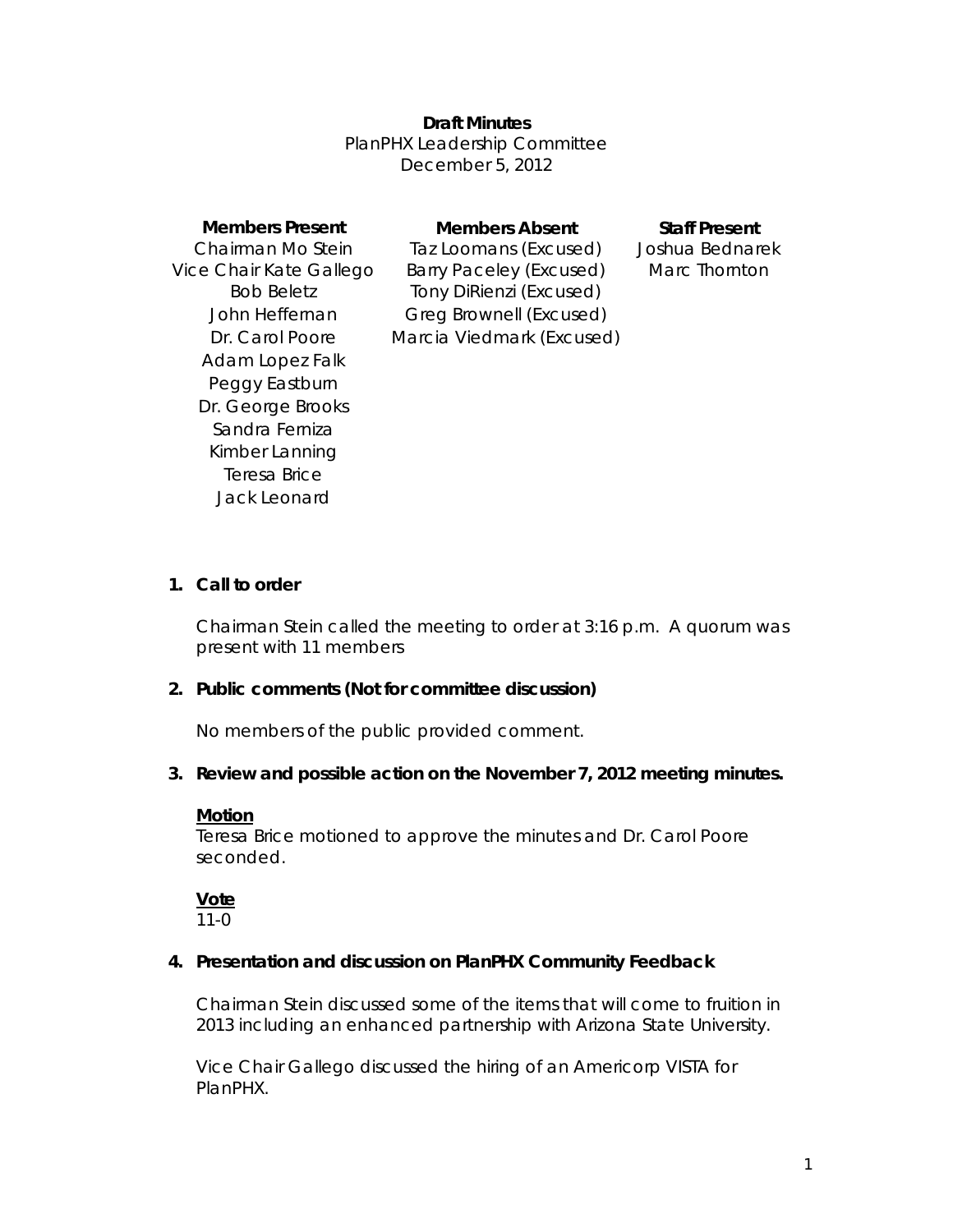**Draft Minutes**
PlanPHX Leadership Committee
December 5, 2012

| Members Present | Members Absent | Staff Present |
| --- | --- | --- |
| Chairman Mo Stein | Taz Loomans (Excused) | Joshua Bednarek |
| Vice Chair Kate Gallego | Barry Paceley (Excused) | Marc Thornton |
| Bob Beletz | Tony DiRienzi (Excused) | |
| John Heffernan | Greg Brownell (Excused) | |
| Dr. Carol Poore | Marcia Viedmark (Excused) | |
| Adam Lopez Falk | | |
| Peggy Eastburn | | |
| Dr. George Brooks | | |
| Sandra Ferniza | | |
| Kimber Lanning | | |
| Teresa Brice | | |
| Jack Leonard | | |

1. **Call to order**

   Chairman Stein called the meeting to order at 3:16 p.m. A quorum was present with 11 members

2. **Public comments (Not for committee discussion)**

   No members of the public provided comment.

3. **Review and possible action on the November 7, 2012 meeting minutes.**

   **Motion**
   Teresa Brice motioned to approve the minutes and Dr. Carol Poore seconded.

   **Vote**
   11-0

4. **Presentation and discussion on PlanPHX Community Feedback**

   Chairman Stein discussed some of the items that will come to fruition in 2013 including an enhanced partnership with Arizona State University.

   Vice Chair Gallego discussed the hiring of an Americorp VISTA for PlanPHX.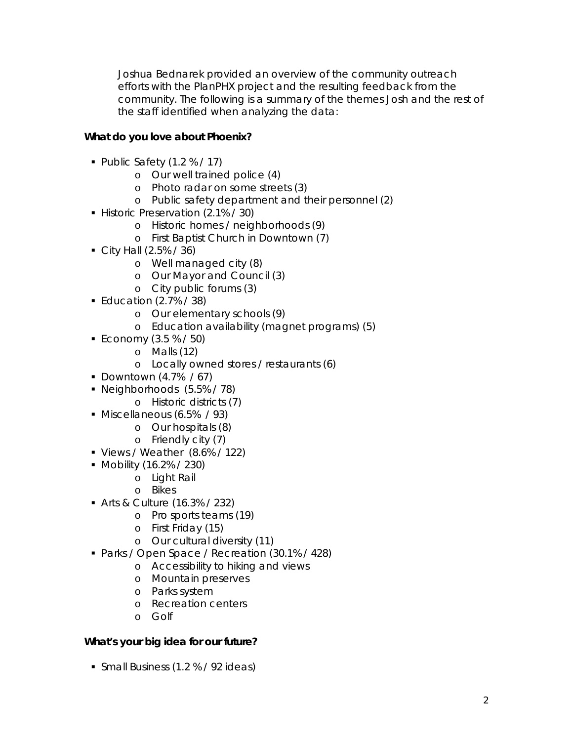Joshua Bednarek provided an overview of the community outreach efforts with the PlanPHX project and the resulting feedback from the community. The following is a summary of the themes Josh and the rest of the staff identified when analyzing the data:

**What do you love about Phoenix?**

- Public Safety (1.2 % / 17)
  - Our well trained police (4)
  - Photo radar on some streets (3)
  - Public safety department and their personnel (2)
- Historic Preservation (2.1% / 30)
  - Historic homes / neighborhoods (9)
  - First Baptist Church in Downtown (7)
- City Hall (2.5% / 36)
  - Well managed city (8)
  - Our Mayor and Council (3)
  - City public forums (3)
- Education (2.7% / 38)
  - Our elementary schools (9)
  - Education availability (magnet programs) (5)
- Economy (3.5 % / 50)
  - Malls (12)
  - Locally owned stores / restaurants (6)
- Downtown (4.7% / 67)
- Neighborhoods (5.5% / 78)
  - Historic districts (7)
- Miscellaneous (6.5% / 93)
  - Our hospitals (8)
  - Friendly city (7)
- Views / Weather (8.6% / 122)
- Mobility (16.2% / 230)
  - Light Rail
  - Bikes
- Arts & Culture (16.3% / 232)
  - Pro sports teams (19)
  - First Friday (15)
  - Our cultural diversity (11)
- Parks / Open Space / Recreation (30.1% / 428)
  - Accessibility to hiking and views
  - Mountain preserves
  - Parks system
  - Recreation centers
  - Golf

**What's your big idea for our future?**

- Small Business (1.2 % / 92 ideas)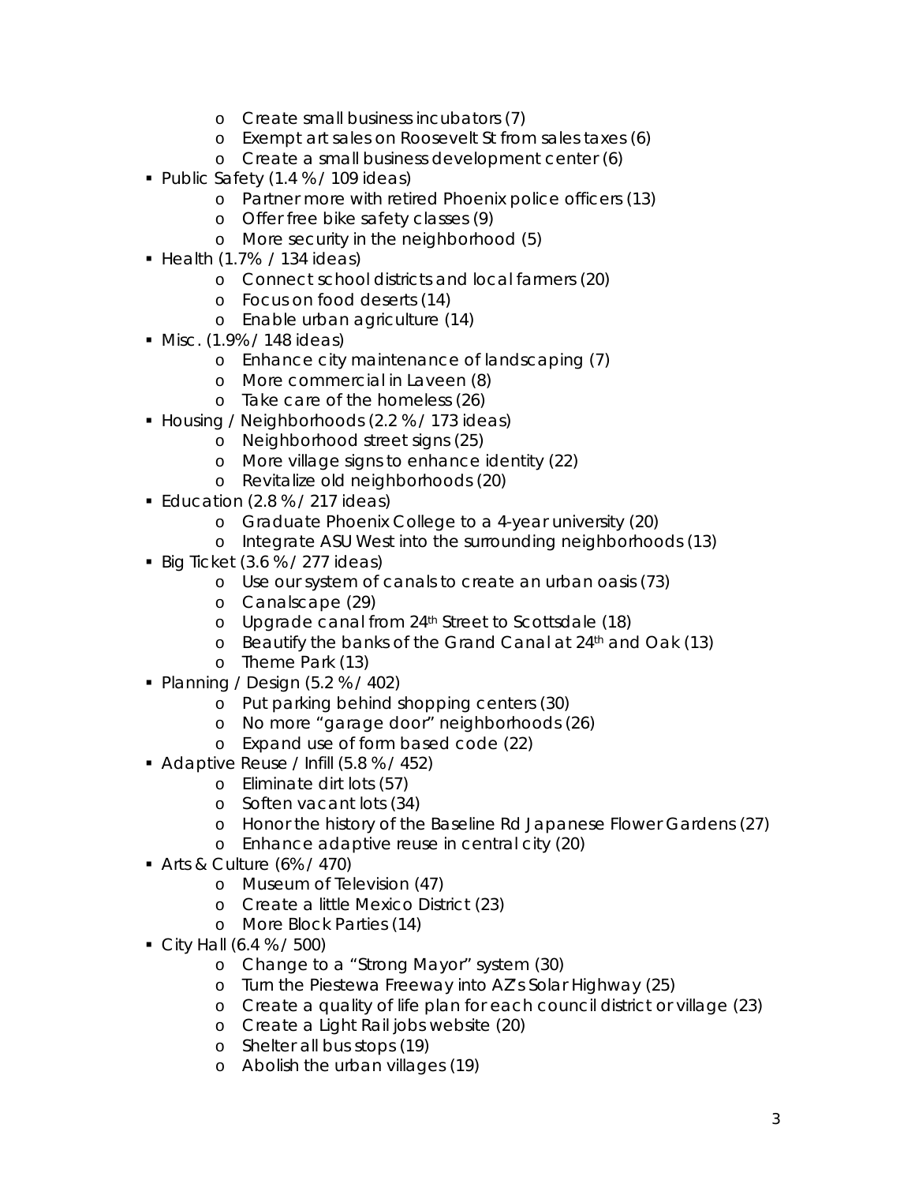- Create small business incubators (7)
    - Exempt art sales on Roosevelt St from sales taxes (6)
    - Create a small business development center (6)
- Public Safety (1.4 % / 109 ideas)
    - Partner more with retired Phoenix police officers (13)
    - Offer free bike safety classes (9)
    - More security in the neighborhood (5)
- Health (1.7% / 134 ideas)
    - Connect school districts and local farmers (20)
    - Focus on food deserts (14)
    - Enable urban agriculture (14)
- Misc. (1.9% / 148 ideas)
    - Enhance city maintenance of landscaping (7)
    - More commercial in Laveen (8)
    - Take care of the homeless (26)
- Housing / Neighborhoods (2.2 % / 173 ideas)
    - Neighborhood street signs (25)
    - More village signs to enhance identity (22)
    - Revitalize old neighborhoods (20)
- Education (2.8 % / 217 ideas)
    - Graduate Phoenix College to a 4-year university (20)
    - Integrate ASU West into the surrounding neighborhoods (13)
- Big Ticket (3.6 % / 277 ideas)
    - Use our system of canals to create an urban oasis (73)
    - Canalscape (29)
    - Upgrade canal from 24th Street to Scottsdale (18)
    - Beautify the banks of the Grand Canal at 24th and Oak (13)
    - Theme Park (13)
- Planning / Design (5.2 % / 402)
    - Put parking behind shopping centers (30)
    - No more "garage door" neighborhoods (26)
    - Expand use of form based code (22)
- Adaptive Reuse / Infill (5.8 % / 452)
    - Eliminate dirt lots (57)
    - Soften vacant lots (34)
    - Honor the history of the Baseline Rd Japanese Flower Gardens (27)
    - Enhance adaptive reuse in central city (20)
- Arts & Culture (6% / 470)
    - Museum of Television (47)
    - Create a little Mexico District (23)
    - More Block Parties (14)
- City Hall (6.4 % / 500)
    - Change to a "Strong Mayor" system (30)
    - Turn the Piestewa Freeway into AZ's Solar Highway (25)
    - Create a quality of life plan for each council district or village (23)
    - Create a Light Rail jobs website (20)
    - Shelter all bus stops (19)
    - Abolish the urban villages (19)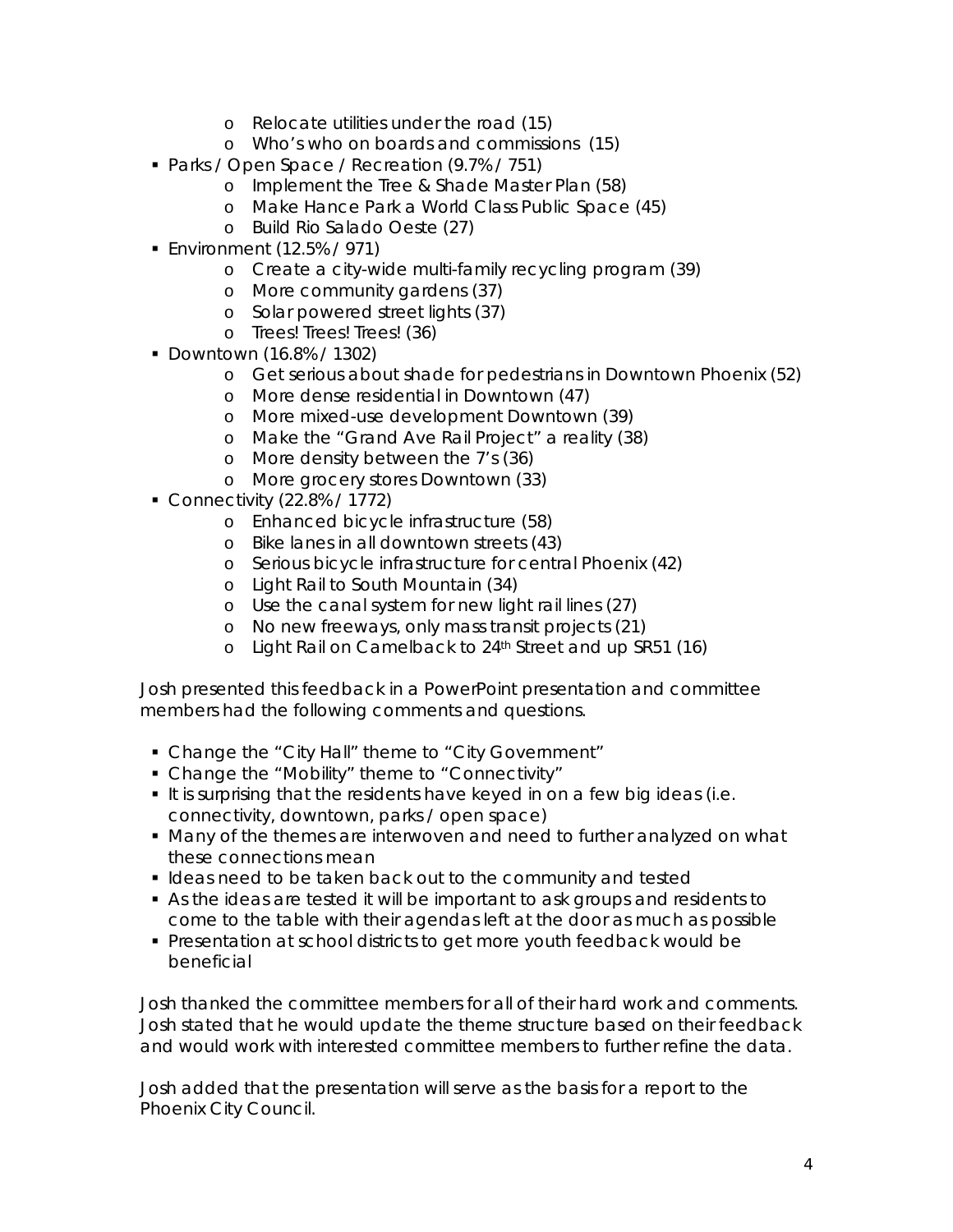- Relocate utilities under the road (15)
    - Who's who on boards and commissions (15)
- Parks / Open Space / Recreation (9.7% / 751)
    - Implement the Tree & Shade Master Plan (58)
    - Make Hance Park a World Class Public Space (45)
    - Build Rio Salado Oeste (27)
- Environment (12.5% / 971)
    - Create a city-wide multi-family recycling program (39)
    - More community gardens (37)
    - Solar powered street lights (37)
    - Trees! Trees! Trees! (36)
- Downtown (16.8% / 1302)
    - Get serious about shade for pedestrians in Downtown Phoenix (52)
    - More dense residential in Downtown (47)
    - More mixed-use development Downtown (39)
    - Make the "Grand Ave Rail Project" a reality (38)
    - More density between the 7's (36)
    - More grocery stores Downtown (33)
- Connectivity (22.8% / 1772)
    - Enhanced bicycle infrastructure (58)
    - Bike lanes in all downtown streets (43)
    - Serious bicycle infrastructure for central Phoenix (42)
    - Light Rail to South Mountain (34)
    - Use the canal system for new light rail lines (27)
    - No new freeways, only mass transit projects (21)
    - Light Rail on Camelback to 24th Street and up SR51 (16)

Josh presented this feedback in a PowerPoint presentation and committee members had the following comments and questions.

- Change the "City Hall" theme to "City Government"
- Change the "Mobility" theme to "Connectivity"
- It is surprising that the residents have keyed in on a few big ideas (i.e. connectivity, downtown, parks / open space)
- Many of the themes are interwoven and need to further analyzed on what these connections mean
- Ideas need to be taken back out to the community and tested
- As the ideas are tested it will be important to ask groups and residents to come to the table with their agendas left at the door as much as possible
- Presentation at school districts to get more youth feedback would be beneficial

Josh thanked the committee members for all of their hard work and comments. Josh stated that he would update the theme structure based on their feedback and would work with interested committee members to further refine the data.

Josh added that the presentation will serve as the basis for a report to the Phoenix City Council.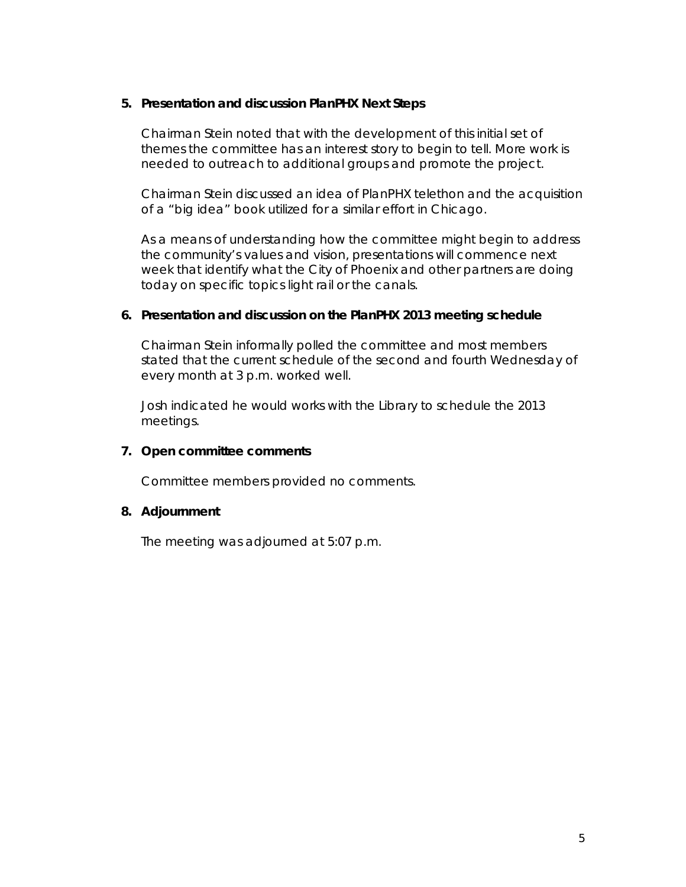5. **Presentation and discussion PlanPHX Next Steps**

   Chairman Stein noted that with the development of this initial set of themes the committee has an interest story to begin to tell. More work is needed to outreach to additional groups and promote the project.

   Chairman Stein discussed an idea of PlanPHX telethon and the acquisition of a "big idea" book utilized for a similar effort in Chicago.

   As a means of understanding how the committee might begin to address the community's values and vision, presentations will commence next week that identify what the City of Phoenix and other partners are doing today on specific topics light rail or the canals.

6. **Presentation and discussion on the PlanPHX 2013 meeting schedule**

   Chairman Stein informally polled the committee and most members stated that the current schedule of the second and fourth Wednesday of every month at 3 p.m. worked well.

   Josh indicated he would works with the Library to schedule the 2013 meetings.

7. **Open committee comments**

   Committee members provided no comments.

8. **Adjournment**

   The meeting was adjourned at 5:07 p.m.